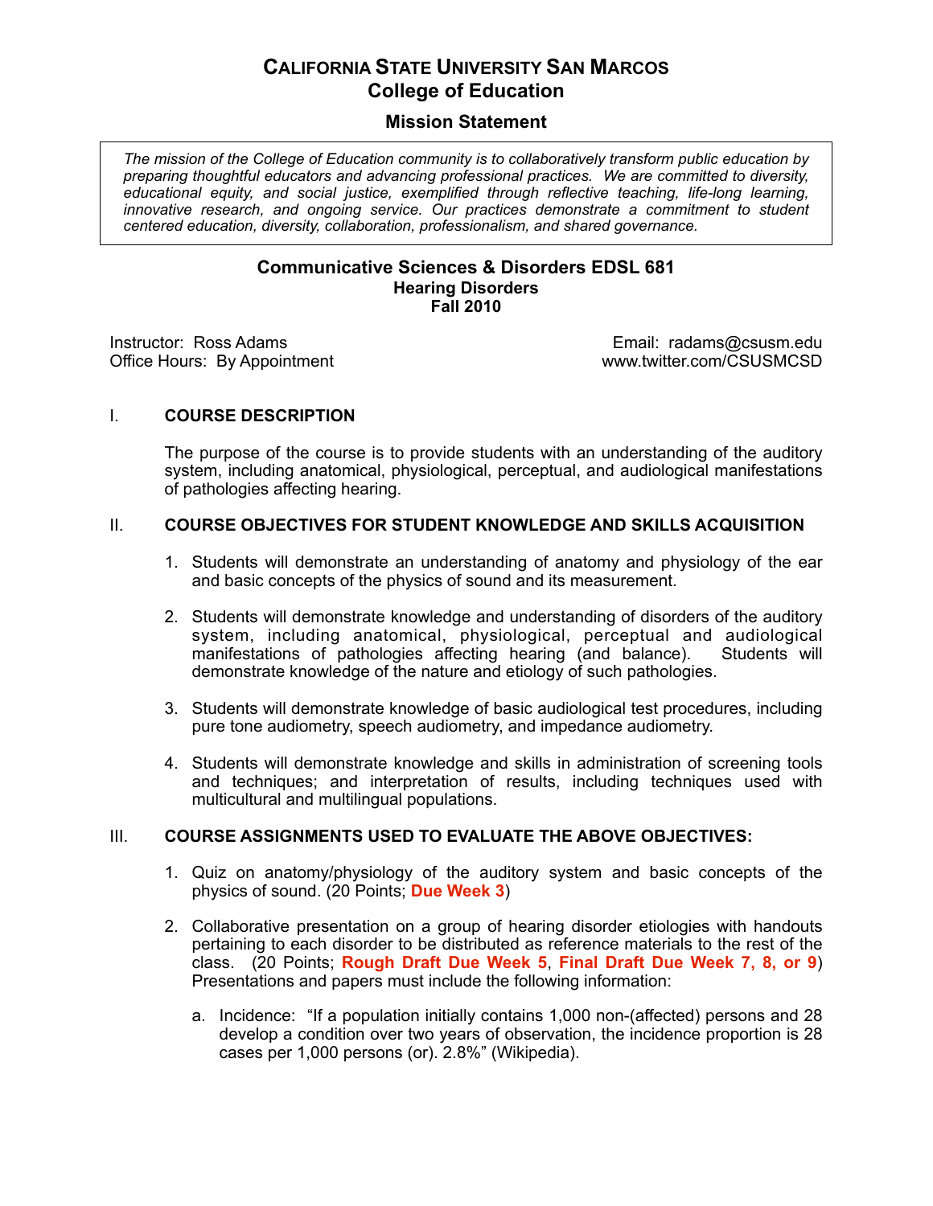# California State University San Marcos
## College of Education

### Mission Statement

*The mission of the College of Education community is to collaboratively transform public education by preparing thoughtful educators and advancing professional practices. We are committed to diversity, educational equity, and social justice, exemplified through reflective teaching, life-long learning, innovative research, and ongoing service. Our practices demonstrate a commitment to student centered education, diversity, collaboration, professionalism, and shared governance.*

**Communicative Sciences & Disorders EDSL 681**
**Hearing Disorders**
**Fall 2010**

Instructor: Ross Adams
Office Hours: By Appointment

Email: radams@csusm.edu
www.twitter.com/CSUSMCSD

## I. COURSE DESCRIPTION

The purpose of the course is to provide students with an understanding of the auditory system, including anatomical, physiological, perceptual, and audiological manifestations of pathologies affecting hearing.

## II. COURSE OBJECTIVES FOR STUDENT KNOWLEDGE AND SKILLS ACQUISITION

1. Students will demonstrate an understanding of anatomy and physiology of the ear and basic concepts of the physics of sound and its measurement.
2. Students will demonstrate knowledge and understanding of disorders of the auditory system, including anatomical, physiological, perceptual and audiological manifestations of pathologies affecting hearing (and balance). Students will demonstrate knowledge of the nature and etiology of such pathologies.
3. Students will demonstrate knowledge of basic audiological test procedures, including pure tone audiometry, speech audiometry, and impedance audiometry.
4. Students will demonstrate knowledge and skills in administration of screening tools and techniques; and interpretation of results, including techniques used with multicultural and multilingual populations.

## III. COURSE ASSIGNMENTS USED TO EVALUATE THE ABOVE OBJECTIVES:

1. Quiz on anatomy/physiology of the auditory system and basic concepts of the physics of sound. (20 Points; **Due Week 3**)
2. Collaborative presentation on a group of hearing disorder etiologies with handouts pertaining to each disorder to be distributed as reference materials to the rest of the class. (20 Points; **Rough Draft Due Week 5**, **Final Draft Due Week 7, 8, or 9**) Presentations and papers must include the following information:
   a. Incidence: "If a population initially contains 1,000 non-(affected) persons and 28 develop a condition over two years of observation, the incidence proportion is 28 cases per 1,000 persons (or). 2.8%" (Wikipedia).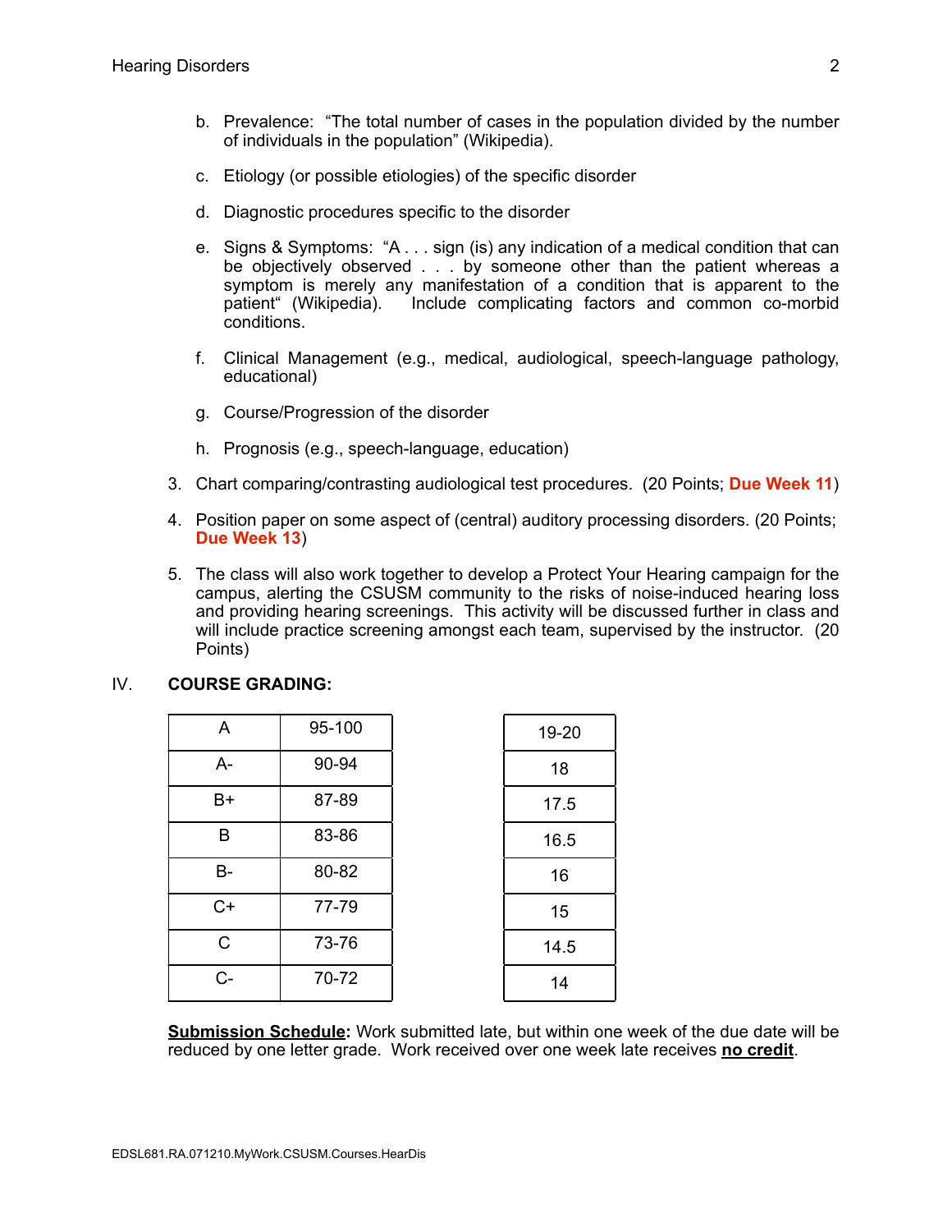b. Prevalence: "The total number of cases in the population divided by the number of individuals in the population" (Wikipedia).

c. Etiology (or possible etiologies) of the specific disorder

d. Diagnostic procedures specific to the disorder

e. Signs & Symptoms: "A . . . sign (is) any indication of a medical condition that can be objectively observed . . . by someone other than the patient whereas a symptom is merely any manifestation of a condition that is apparent to the patient" (Wikipedia). Include complicating factors and common co-morbid conditions.

f. Clinical Management (e.g., medical, audiological, speech-language pathology, educational)

g. Course/Progression of the disorder

h. Prognosis (e.g., speech-language, education)

3. Chart comparing/contrasting audiological test procedures. (20 Points; **Due Week 11**)

4. Position paper on some aspect of (central) auditory processing disorders. (20 Points; **Due Week 13**)

5. The class will also work together to develop a Protect Your Hearing campaign for the campus, alerting the CSUSM community to the risks of noise-induced hearing loss and providing hearing screenings. This activity will be discussed further in class and will include practice screening amongst each team, supervised by the instructor. (20 Points)

## IV. COURSE GRADING:

| | | |
|---|---|---|
| A | 95-100 | 19-20 |
| A- | 90-94 | 18 |
| B+ | 87-89 | 17.5 |
| B | 83-86 | 16.5 |
| B- | 80-82 | 16 |
| C+ | 77-79 | 15 |
| C | 73-76 | 14.5 |
| C- | 70-72 | 14 |

**Submission Schedule:** Work submitted late, but within one week of the due date will be reduced by one letter grade. Work received over one week late receives **no credit**.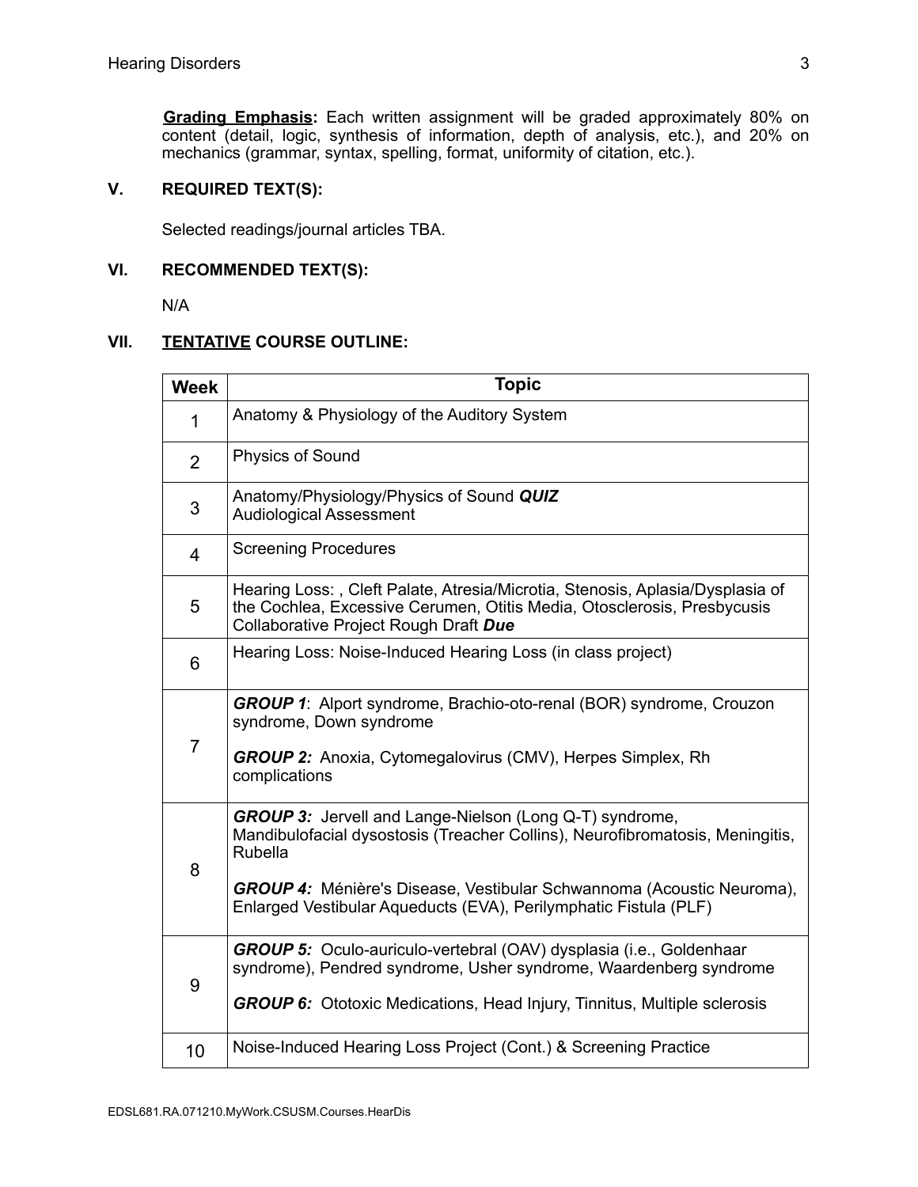**<u>Grading Emphasis</u>:** Each written assignment will be graded approximately 80% on content (detail, logic, synthesis of information, depth of analysis, etc.), and 20% on mechanics (grammar, syntax, spelling, format, uniformity of citation, etc.).

## V. REQUIRED TEXT(S):

Selected readings/journal articles TBA.

## VI. RECOMMENDED TEXT(S):

N/A

## VII. <u>TENTATIVE</u> COURSE OUTLINE:

| Week | Topic |
|---|---|
| 1 | Anatomy & Physiology of the Auditory System |
| 2 | Physics of Sound |
| 3 | Anatomy/Physiology/Physics of Sound ***QUIZ***<br>Audiological Assessment |
| 4 | Screening Procedures |
| 5 | Hearing Loss: , Cleft Palate, Atresia/Microtia, Stenosis, Aplasia/Dysplasia of the Cochlea, Excessive Cerumen, Otitis Media, Otosclerosis, Presbycusis<br>Collaborative Project Rough Draft ***Due*** |
| 6 | Hearing Loss: Noise-Induced Hearing Loss (in class project) |
| 7 | ***GROUP 1***: Alport syndrome, Brachio-oto-renal (BOR) syndrome, Crouzon syndrome, Down syndrome<br><br>***GROUP 2:*** Anoxia, Cytomegalovirus (CMV), Herpes Simplex, Rh complications |
| 8 | ***GROUP 3:*** Jervell and Lange-Nielson (Long Q-T) syndrome, Mandibulofacial dysostosis (Treacher Collins), Neurofibromatosis, Meningitis, Rubella<br><br>***GROUP 4:*** Ménière's Disease, Vestibular Schwannoma (Acoustic Neuroma), Enlarged Vestibular Aqueducts (EVA), Perilymphatic Fistula (PLF) |
| 9 | ***GROUP 5:*** Oculo-auriculo-vertebral (OAV) dysplasia (i.e., Goldenhaar syndrome), Pendred syndrome, Usher syndrome, Waardenberg syndrome<br><br>***GROUP 6:*** Ototoxic Medications, Head Injury, Tinnitus, Multiple sclerosis |
| 10 | Noise-Induced Hearing Loss Project (Cont.) & Screening Practice |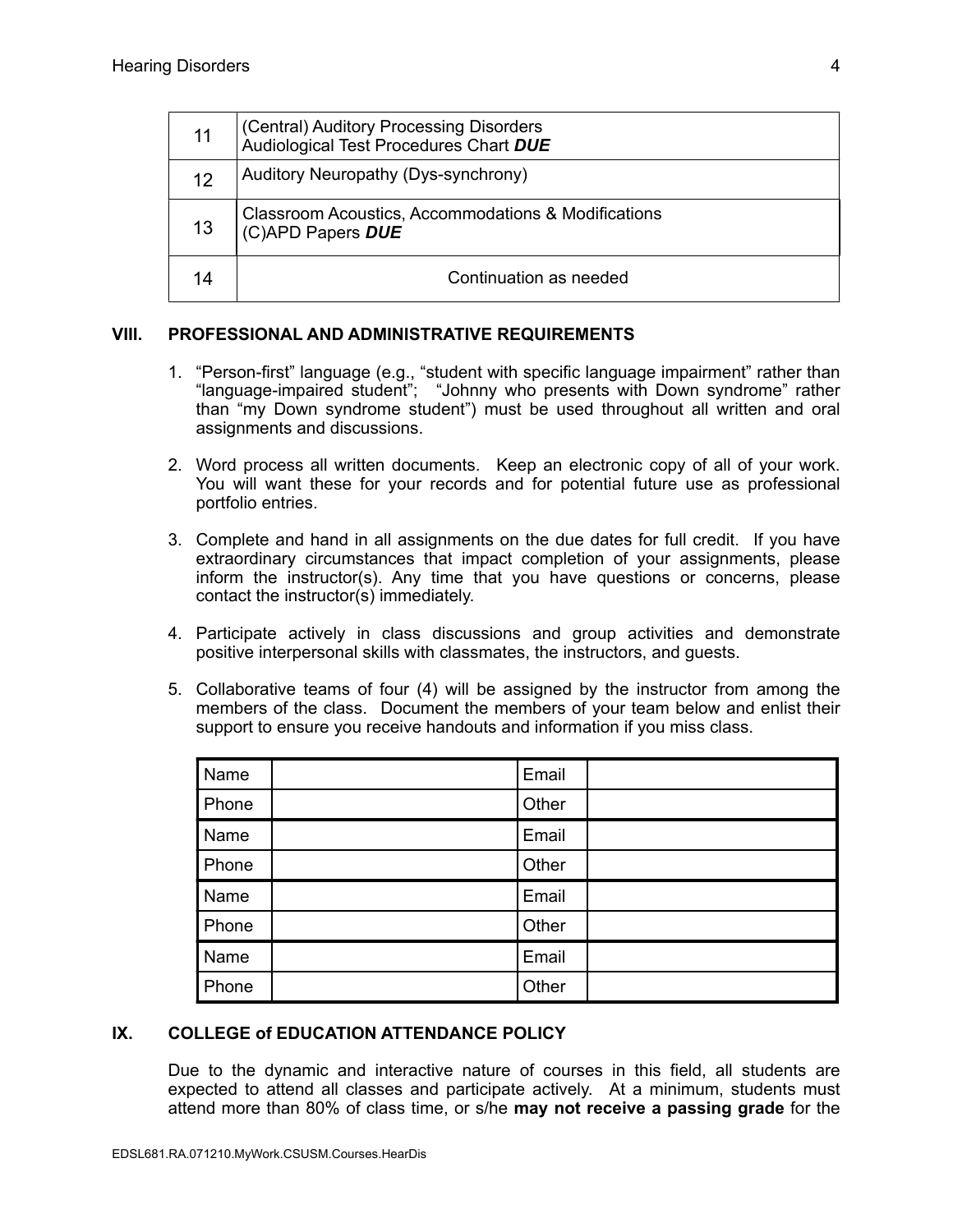| | |
|---|---|
| 11 | (Central) Auditory Processing Disorders<br>Audiological Test Procedures Chart ***DUE*** |
| 12 | Auditory Neuropathy (Dys-synchrony) |
| 13 | Classroom Acoustics, Accommodations & Modifications<br>(C)APD Papers ***DUE*** |
| 14 | Continuation as needed |

## VIII. PROFESSIONAL AND ADMINISTRATIVE REQUIREMENTS

1. "Person-first" language (e.g., "student with specific language impairment" rather than "language-impaired student"; "Johnny who presents with Down syndrome" rather than "my Down syndrome student") must be used throughout all written and oral assignments and discussions.

2. Word process all written documents. Keep an electronic copy of all of your work. You will want these for your records and for potential future use as professional portfolio entries.

3. Complete and hand in all assignments on the due dates for full credit. If you have extraordinary circumstances that impact completion of your assignments, please inform the instructor(s). Any time that you have questions or concerns, please contact the instructor(s) immediately.

4. Participate actively in class discussions and group activities and demonstrate positive interpersonal skills with classmates, the instructors, and guests.

5. Collaborative teams of four (4) will be assigned by the instructor from among the members of the class. Document the members of your team below and enlist their support to ensure you receive handouts and information if you miss class.

| | | | |
|---|---|---|---|
| Name | | Email | |
| Phone | | Other | |
| Name | | Email | |
| Phone | | Other | |
| Name | | Email | |
| Phone | | Other | |
| Name | | Email | |
| Phone | | Other | |

## IX. COLLEGE of EDUCATION ATTENDANCE POLICY

Due to the dynamic and interactive nature of courses in this field, all students are expected to attend all classes and participate actively. At a minimum, students must attend more than 80% of class time, or s/he **may not receive a passing grade** for the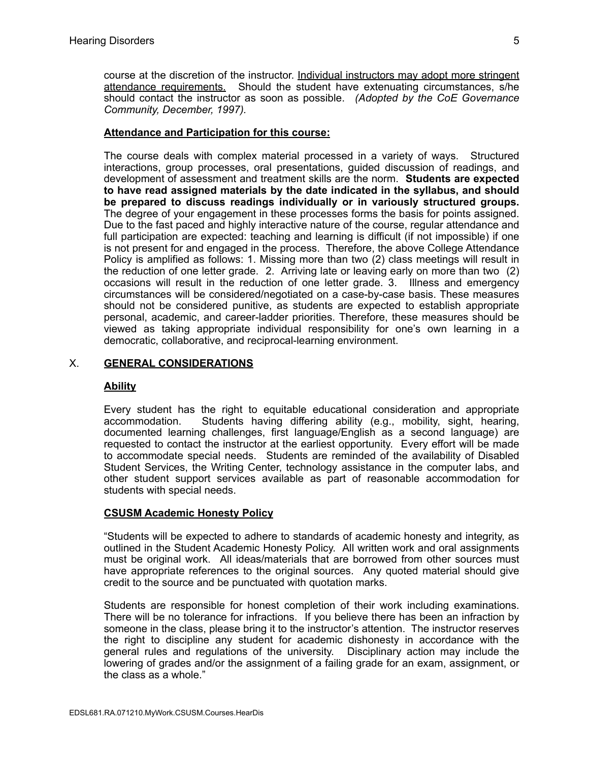course at the discretion of the instructor. Individual instructors may adopt more stringent attendance requirements. Should the student have extenuating circumstances, s/he should contact the instructor as soon as possible. *(Adopted by the CoE Governance Community, December, 1997).*

**Attendance and Participation for this course:**

The course deals with complex material processed in a variety of ways. Structured interactions, group processes, oral presentations, guided discussion of readings, and development of assessment and treatment skills are the norm. **Students are expected to have read assigned materials by the date indicated in the syllabus, and should be prepared to discuss readings individually or in variously structured groups.** The degree of your engagement in these processes forms the basis for points assigned. Due to the fast paced and highly interactive nature of the course, regular attendance and full participation are expected: teaching and learning is difficult (if not impossible) if one is not present for and engaged in the process. Therefore, the above College Attendance Policy is amplified as follows: 1. Missing more than two (2) class meetings will result in the reduction of one letter grade. 2. Arriving late or leaving early on more than two (2) occasions will result in the reduction of one letter grade. 3. Illness and emergency circumstances will be considered/negotiated on a case-by-case basis. These measures should not be considered punitive, as students are expected to establish appropriate personal, academic, and career-ladder priorities. Therefore, these measures should be viewed as taking appropriate individual responsibility for one's own learning in a democratic, collaborative, and reciprocal-learning environment.

## X. GENERAL CONSIDERATIONS

**Ability**

Every student has the right to equitable educational consideration and appropriate accommodation. Students having differing ability (e.g., mobility, sight, hearing, documented learning challenges, first language/English as a second language) are requested to contact the instructor at the earliest opportunity. Every effort will be made to accommodate special needs. Students are reminded of the availability of Disabled Student Services, the Writing Center, technology assistance in the computer labs, and other student support services available as part of reasonable accommodation for students with special needs.

**CSUSM Academic Honesty Policy**

"Students will be expected to adhere to standards of academic honesty and integrity, as outlined in the Student Academic Honesty Policy. All written work and oral assignments must be original work. All ideas/materials that are borrowed from other sources must have appropriate references to the original sources. Any quoted material should give credit to the source and be punctuated with quotation marks.

Students are responsible for honest completion of their work including examinations. There will be no tolerance for infractions. If you believe there has been an infraction by someone in the class, please bring it to the instructor's attention. The instructor reserves the right to discipline any student for academic dishonesty in accordance with the general rules and regulations of the university. Disciplinary action may include the lowering of grades and/or the assignment of a failing grade for an exam, assignment, or the class as a whole."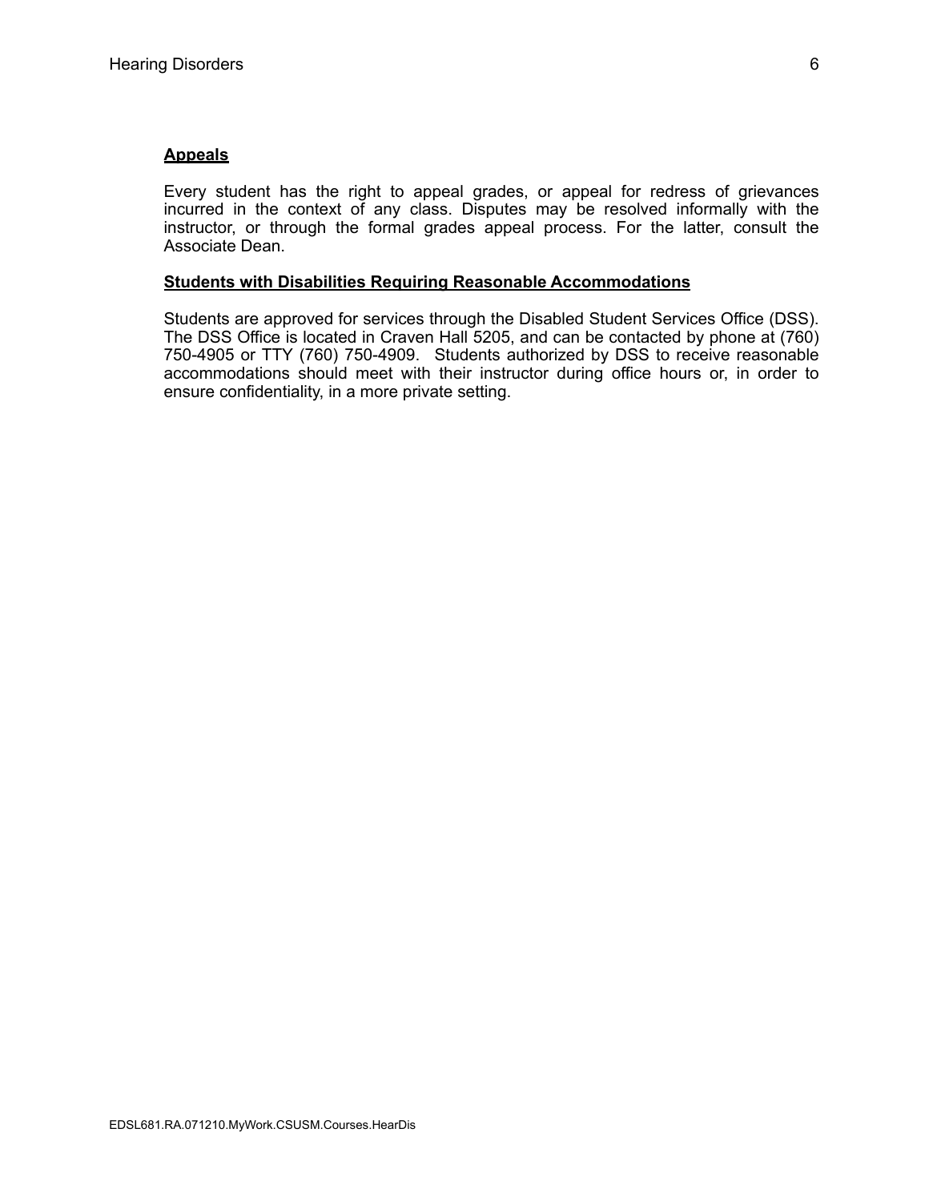**Appeals**

Every student has the right to appeal grades, or appeal for redress of grievances incurred in the context of any class. Disputes may be resolved informally with the instructor, or through the formal grades appeal process. For the latter, consult the Associate Dean.

**Students with Disabilities Requiring Reasonable Accommodations**

Students are approved for services through the Disabled Student Services Office (DSS). The DSS Office is located in Craven Hall 5205, and can be contacted by phone at (760) 750-4905 or TTY (760) 750-4909. Students authorized by DSS to receive reasonable accommodations should meet with their instructor during office hours or, in order to ensure confidentiality, in a more private setting.